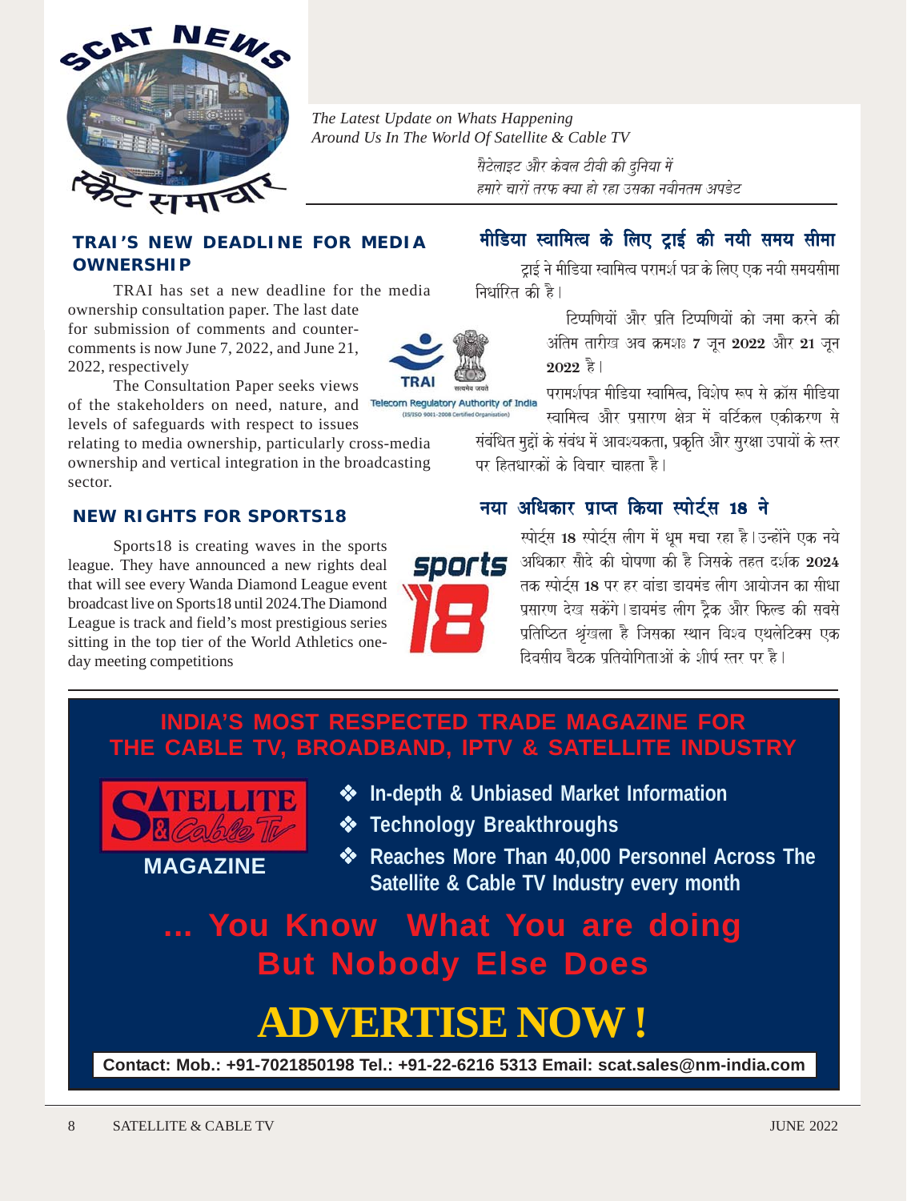# SCAT NEWS

# स्कैट समाचार

*The Latest Update on Whats Happening Around Us In The World Of Satellite & Cable TV*

*सैटेलाइट और केबल टीवी की दुनिया में हमारे चारों तरफ क्या हो रहा उसका नवीनतम अपडेट*

## TRAI'S NEW DEADLINE FOR MEDIA OWNERSHIP

TRAI has set a new deadline for the media ownership consultation paper. The last date for submission of comments and counter-comments is now June 7, 2022, and June 21, 2022, respectively

The Consultation Paper seeks views of the stakeholders on need, nature, and levels of safeguards with respect to issues relating to media ownership, particularly cross-media ownership and vertical integration in the broadcasting sector.

## मीडिया स्वामित्व के लिए ट्राई की नयी समय सीमा

ट्राई ने मीडिया स्वामित्व परामर्श पत्र के लिए एक नयी समयसीमा निर्धारित की है।

टिप्पणियों और प्रति टिप्पणियों को जमा करने की अंतिम तारीख अब क्रमशः **7** जून **2022** और **21** जून **2022** है।

परामर्शपत्र मीडिया स्वामित्व, विशेष रूप से क्रॉस मीडिया स्वामित्व और प्रसारण क्षेत्र में वर्टिकल एकीकरण से संबंधित मुद्दों के संबंध में आवश्यकता, प्रकृति और सुरक्षा उपायों के स्तर पर हितधारकों के विचार चाहता है।

## NEW RIGHTS FOR SPORTS18

Sports18 is creating waves in the sports league. They have announced a new rights deal that will see every Wanda Diamond League event broadcast live on Sports18 until 2024.The Diamond League is track and field's most prestigious series sitting in the top tier of the World Athletics one-day meeting competitions

## नया अधिकार प्राप्त किया स्पोर्ट्स 18 ने

स्पोर्ट्स **18** स्पोर्ट्स लीग में धूम मचा रहा है।उन्होंने एक नये अधिकार सौदे की घोषणा की है जिसके तहत दर्शक **2024** तक स्पोर्ट्स **18** पर हर वांडा डायमंड लीग आयोजन का सीधा प्रसारण देख सकेंगे।डायमंड लीग ट्रैक और फिल्ड की सबसे प्रतिष्ठित श्रृंखला है जिसका स्थान विश्व एथलेटिक्स एक दिवसीय बैठक प्रतियोगिताओं के शीर्ष स्तर पर है।

---

**INDIA'S MOST RESPECTED TRADE MAGAZINE FOR THE CABLE TV, BROADBAND, IPTV & SATELLITE INDUSTRY**

SATELLITE & Cable TV MAGAZINE

- In-depth & Unbiased Market Information
- Technology Breakthroughs
- Reaches More Than 40,000 Personnel Across The Satellite & Cable TV Industry every month

**... You Know What You are doing But Nobody Else Does**

# ADVERTISE NOW !

**Contact: Mob.: +91-7021850198 Tel.: +91-22-6216 5313 Email: scat.sales@nm-india.com**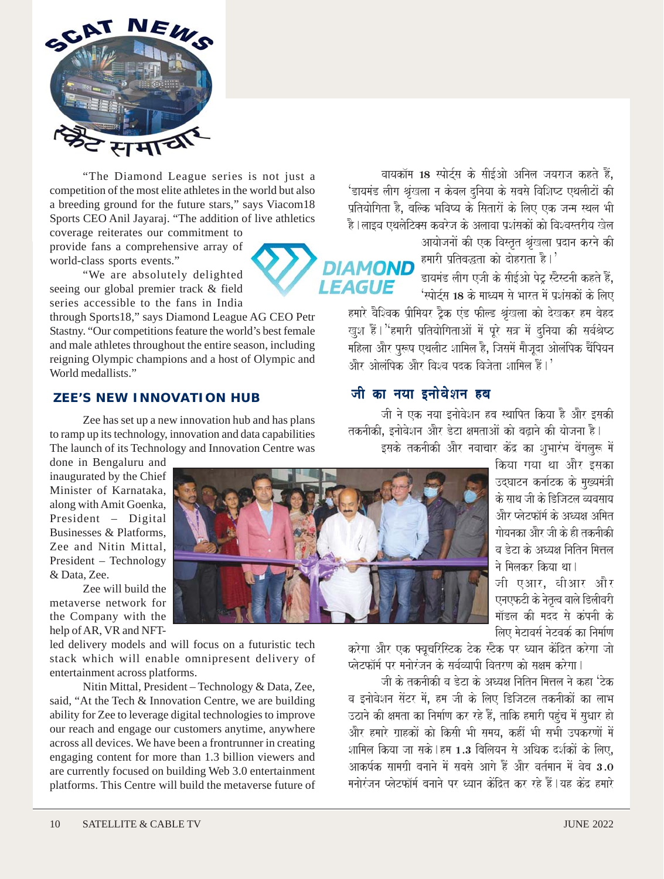"The Diamond League series is not just a competition of the most elite athletes in the world but also a breeding ground for the future stars," says Viacom18 Sports CEO Anil Jayaraj. "The addition of live athletics coverage reiterates our commitment to provide fans a comprehensive array of world-class sports events."

"We are absolutely delighted seeing our global premier track & field series accessible to the fans in India through Sports18," says Diamond League AG CEO Petr Stastny. "Our competitions feature the world's best female and male athletes throughout the entire season, including reigning Olympic champions and a host of Olympic and World medallists."

## ZEE'S NEW INNOVATION HUB

Zee has set up a new innovation hub and has plans to ramp up its technology, innovation and data capabilities The launch of its Technology and Innovation Centre was done in Bengaluru and inaugurated by the Chief Minister of Karnataka, along with Amit Goenka, President – Digital Businesses & Platforms, Zee and Nitin Mittal, President – Technology & Data, Zee.

Zee will build the metaverse network for the Company with the help of AR, VR and NFT-led delivery models and will focus on a futuristic tech stack which will enable omnipresent delivery of entertainment across platforms.

Nitin Mittal, President – Technology & Data, Zee, said, "At the Tech & Innovation Centre, we are building ability for Zee to leverage digital technologies to improve our reach and engage our customers anytime, anywhere across all devices. We have been a frontrunner in creating engaging content for more than 1.3 billion viewers and are currently focused on building Web 3.0 entertainment platforms. This Centre will build the metaverse future of

वायकॉम 18 स्पोर्ट्स के सीईओ अनिल जयराज कहते हैं, 'डायमंड लीग श्रृंखला न केवल दुनिया के सबसे विशिष्ट एथलीटों की प्रतियोगिता है, बल्कि भविष्य के सितारों के लिए एक जन्म स्थल भी है। लाइव एथलेटिक्स कवरेज के अलावा प्रशंसकों को विश्वस्तरीय खेल आयोजनों की एक विस्तृत श्रृंखला प्रदान करने की हमारी प्रतिबद्धता को दोहराता है।'

डायमंड लीग एजी के सीईओ पेट्र स्टैस्टनी कहते हैं, 'स्पोर्ट्स 18 के माध्यम से भारत में प्रशंसकों के लिए हमारे वैश्विक प्रीमियर ट्रैक एंड फील्ड श्रृंखला को देखकर हम बेहद खुश हैं।''हमारी प्रतियोगिताओं में पूरे सत्र में दुनिया की सर्वश्रेष्ठ महिला और पुरुष एथलीट शामिल है, जिसमें मौजूदा ओलंपिक चैंपियन और ओलंपिक और विश्व पदक विजेता शामिल हैं।'

## जी का नया इनोवेशन हब

जी ने एक नया इनोवेशन हब स्थापित किया है और इसकी तकनीकी, इनोवेशन और डेटा क्षमताओं को बढ़ाने की योजना है।

इसके तकनीकी और नवाचार केंद्र का शुभारंभ बेंगलुरू में किया गया था और इसका उद्घाटन कर्नाटक के मुख्यमंत्री के साथ जी के डिजिटल व्यवसाय और प्लेटफॉर्म के अध्यक्ष अमित गोयनका और जी के ही तकनीकी व डेटा के अध्यक्ष नितिन मित्तल ने मिलकर किया था।

जी एआर, वीआर और एनएफटी के नेतृत्व वाले डिलीवरी मॉडल की मदद से कंपनी के लिए मेटावर्स नेटवर्क का निर्माण करेगा और एक फ्यूचरिस्टिक टेक स्टैक पर ध्यान केंद्रित करेगा जो प्लेटफॉर्म पर मनोरंजन के सर्वव्यापी वितरण को सक्षम करेगा।

जी के तकनीकी व डेटा के अध्यक्ष नितिन मित्तल ने कहा 'टेक व इनोवेशन सेंटर में, हम जी के लिए डिजिटल तकनीकों का लाभ उठाने की क्षमता का निर्माण कर रहे हैं, ताकि हमारी पहुंच में सुधार हो और हमारे ग्राहकों को किसी भी समय, कहीं भी सभी उपकरणों में शामिल किया जा सके। हम 1.3 बिलियन से अधिक दर्शकों के लिए, आकर्षक सामग्री बनाने में सबसे आगे हैं और वर्तमान में वेब 3.0 मनोरंजन प्लेटफॉर्म बनाने पर ध्यान केंद्रित कर रहे हैं। यह केंद्र हमारे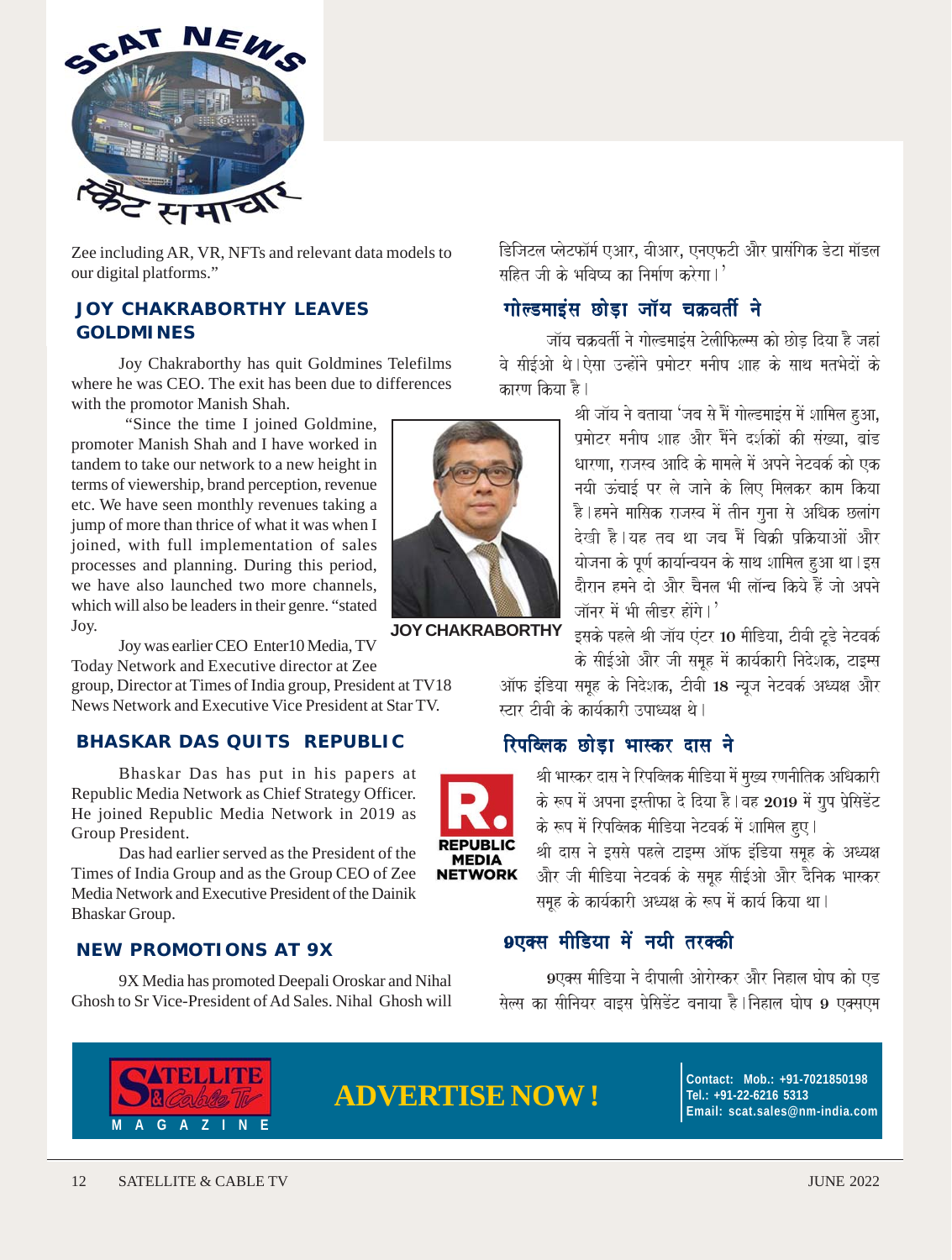Zee including AR, VR, NFTs and relevant data models to our digital platforms."

## JOY CHAKRABORTHY LEAVES GOLDMINES

Joy Chakraborthy has quit Goldmines Telefilms where he was CEO. The exit has been due to differences with the promotor Manish Shah.

"Since the time I joined Goldmine, promoter Manish Shah and I have worked in tandem to take our network to a new height in terms of viewership, brand perception, revenue etc. We have seen monthly revenues taking a jump of more than thrice of what it was when I joined, with full implementation of sales processes and planning. During this period, we have also launched two more channels, which will also be leaders in their genre. "stated Joy.

JOY CHAKRABORTHY

Joy was earlier CEO Enter10 Media, TV Today Network and Executive director at Zee group, Director at Times of India group, President at TV18 News Network and Executive Vice President at Star TV.

## BHASKAR DAS QUITS REPUBLIC

Bhaskar Das has put in his papers at Republic Media Network as Chief Strategy Officer. He joined Republic Media Network in 2019 as Group President.

Das had earlier served as the President of the Times of India Group and as the Group CEO of Zee Media Network and Executive President of the Dainik Bhaskar Group.

## NEW PROMOTIONS AT 9X

9X Media has promoted Deepali Oroskar and Nihal Ghosh to Sr Vice-President of Ad Sales. Nihal Ghosh will

डिजिटल प्लेटफॉर्म एआर, वीआर, एनएफटी और प्रासंगिक डेटा मॉडल सहित जी के भविष्य का निर्माण करेगा।'

## गोल्डमाइंस छोड़ा जॉय चक्रवर्ती ने

जॉय चक्रवर्ती ने गोल्डमाइंस टेलीफिल्म्स को छोड़ दिया है जहां वे सीईओ थे। ऐसा उन्होंने प्रमोटर मनीष शाह के साथ मतभेदों के कारण किया है।

श्री जॉय ने बताया 'जब से मैं गोल्डमाइंस में शामिल हुआ, प्रमोटर मनीष शाह और मैंने दर्शकों की संख्या, ब्रांड धारणा, राजस्व आदि के मामले में अपने नेटवर्क को एक नयी ऊंचाई पर ले जाने के लिए मिलकर काम किया है। हमने मासिक राजस्व में तीन गुना से अधिक छलांग देखी है। यह तब था जब मैं बिक्री प्रक्रियाओं और योजना के पूर्ण कार्यान्वयन के साथ शामिल हुआ था। इस दौरान हमने दो और चैनल भी लॉन्च किये हैं जो अपने जॉनर में भी लीडर होंगे।'

इसके पहले श्री जॉय एंटर 10 मीडिया, टीवी टूडे नेटवर्क के सीईओ और जी समूह में कार्यकारी निदेशक, टाइम्स ऑफ इंडिया समूह के निदेशक, टीवी 18 न्यूज नेटवर्क अध्यक्ष और स्टार टीवी के कार्यकारी उपाध्यक्ष थे।

## रिपब्लिक छोड़ा भास्कर दास ने

REPUBLIC MEDIA NETWORK

श्री भास्कर दास ने रिपब्लिक मीडिया में मुख्य रणनीतिक अधिकारी के रूप में अपना इस्तीफा दे दिया है। वह 2019 में ग्रुप प्रेसिडेंट के रूप में रिपब्लिक मीडिया नेटवर्क में शामिल हुए।

श्री दास ने इससे पहले टाइम्स ऑफ इंडिया समूह के अध्यक्ष और जी मीडिया नेटवर्क के समूह सीईओ और दैनिक भास्कर समूह के कार्यकारी अध्यक्ष के रूप में कार्य किया था।

## 9एक्स मीडिया में नयी तरक्की

9एक्स मीडिया ने दीपाली ओरोस्कर और निहाल घोष को एड सेल्स का सीनियर वाइस प्रेसिडेंट बनाया है। निहाल घोष 9 एक्सएम

SATELLITE & Cable TV MAGAZINE

**ADVERTISE NOW !**

Contact: Mob.: +91-7021850198
Tel.: +91-22-6216 5313
Email: scat.sales@nm-india.com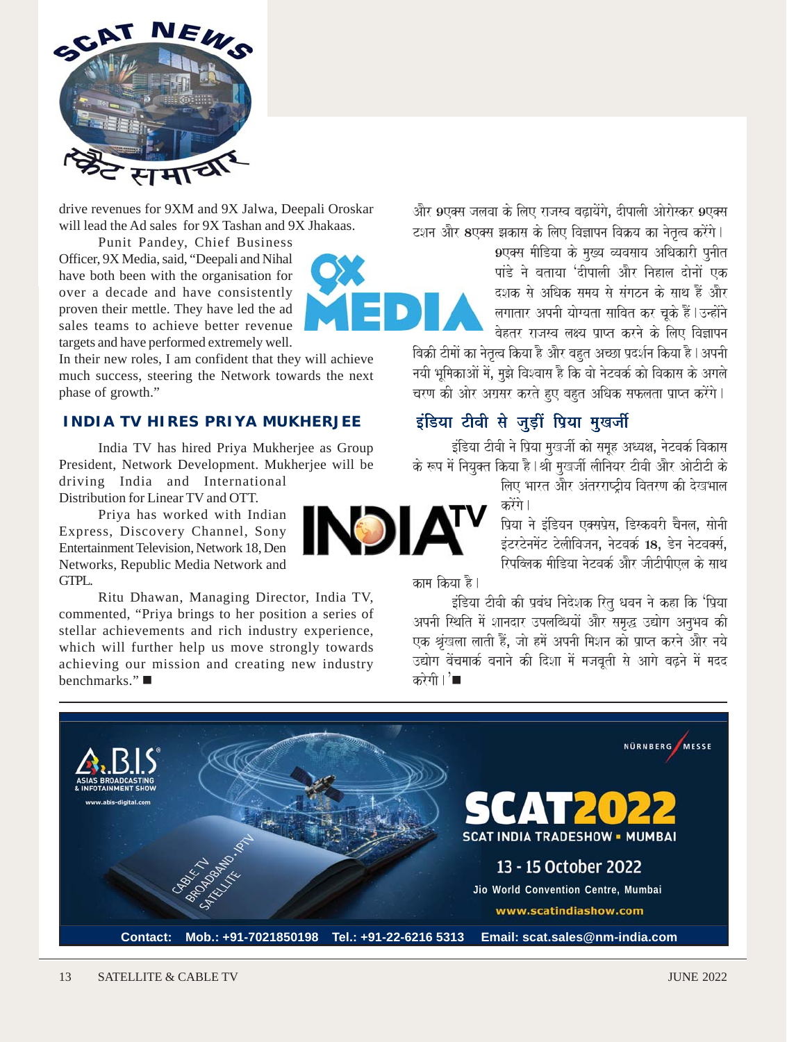drive revenues for 9XM and 9X Jalwa, Deepali Oroskar will lead the Ad sales for 9X Tashan and 9X Jhakaas.

Punit Pandey, Chief Business Officer, 9X Media, said, "Deepali and Nihal have both been with the organisation for over a decade and have consistently proven their mettle. They have led the ad sales teams to achieve better revenue targets and have performed extremely well. In their new roles, I am confident that they will achieve much success, steering the Network towards the next phase of growth."

## INDIA TV HIRES PRIYA MUKHERJEE

India TV has hired Priya Mukherjee as Group President, Network Development. Mukherjee will be driving India and International Distribution for Linear TV and OTT.

Priya has worked with Indian Express, Discovery Channel, Sony Entertainment Television, Network 18, Den Networks, Republic Media Network and GTPL.

Ritu Dhawan, Managing Director, India TV, commented, "Priya brings to her position a series of stellar achievements and rich industry experience, which will further help us move strongly towards achieving our mission and creating new industry benchmarks." ■

और 9एक्स जलवा के लिए राजस्व बढ़ायेंगे, दीपाली ओरोस्कर 9एक्स टशन और 8एक्स झकास के लिए विज्ञापन विक्रय का नेतृत्व करेंगे।

9एक्स मीडिया के मुख्य व्यवसाय अधिकारी पुनीत पांडे ने बताया 'दीपाली और निहाल दोनों एक दशक से अधिक समय से संगठन के साथ हैं और लगातार अपनी योग्यता साबित कर चूके हैं। उन्होंने बेहतर राजस्व लक्ष्य प्राप्त करने के लिए विज्ञापन विक्री टीमों का नेतृत्व किया है और बहुत अच्छा प्रदर्शन किया है। अपनी नयी भूमिकाओं में, मुझे विश्वास है कि वो नेटवर्क को विकास के अगले चरण की ओर अग्रसर करते हुए बहुत अधिक सफलता प्राप्त करेंगे।

## इंडिया टीवी से जुड़ीं प्रिया मुखर्जी

इंडिया टीवी ने प्रिया मुखर्जी को समूह अध्यक्ष, नेटवर्क विकास के रूप में नियुक्त किया है। श्री मुखर्जी लीनियर टीवी और ओटीटी के लिए भारत और अंतरराष्ट्रीय वितरण की देखभाल करेंगे।

प्रिया ने इंडियन एक्सप्रेस, डिस्कवरी चैनल, सोनी इंटरटेनमेंट टेलीविजन, नेटवर्क 18, डेन नेटवर्क्स, रिपब्लिक मीडिया नेटवर्क और जीटीपीएल के साथ काम किया है।

इंडिया टीवी की प्रबंध निदेशक रितु धवन ने कहा कि 'प्रिया अपनी स्थिति में शानदार उपलब्धियों और समृद्ध उद्योग अनुभव की एक श्रृंखला लाती हैं, जो हमें अपनी मिशन को प्राप्त करने और नये उद्योग बेंचमार्क बनाने की दिशा में मजबूती से आगे बढ़ने में मदद करेगी।' ■

A.B.I.S ASIAS BROADCASTING & INFOTAINMENT SHOW
www.abis-digital.com

NÜRNBERG MESSE

SCAT2022
SCAT INDIA TRADESHOW ▪ MUMBAI
13 - 15 October 2022
Jio World Convention Centre, Mumbai
www.scatindiashow.com

Contact: Mob.: +91-7021850198 Tel.: +91-22-6216 5313 Email: scat.sales@nm-india.com